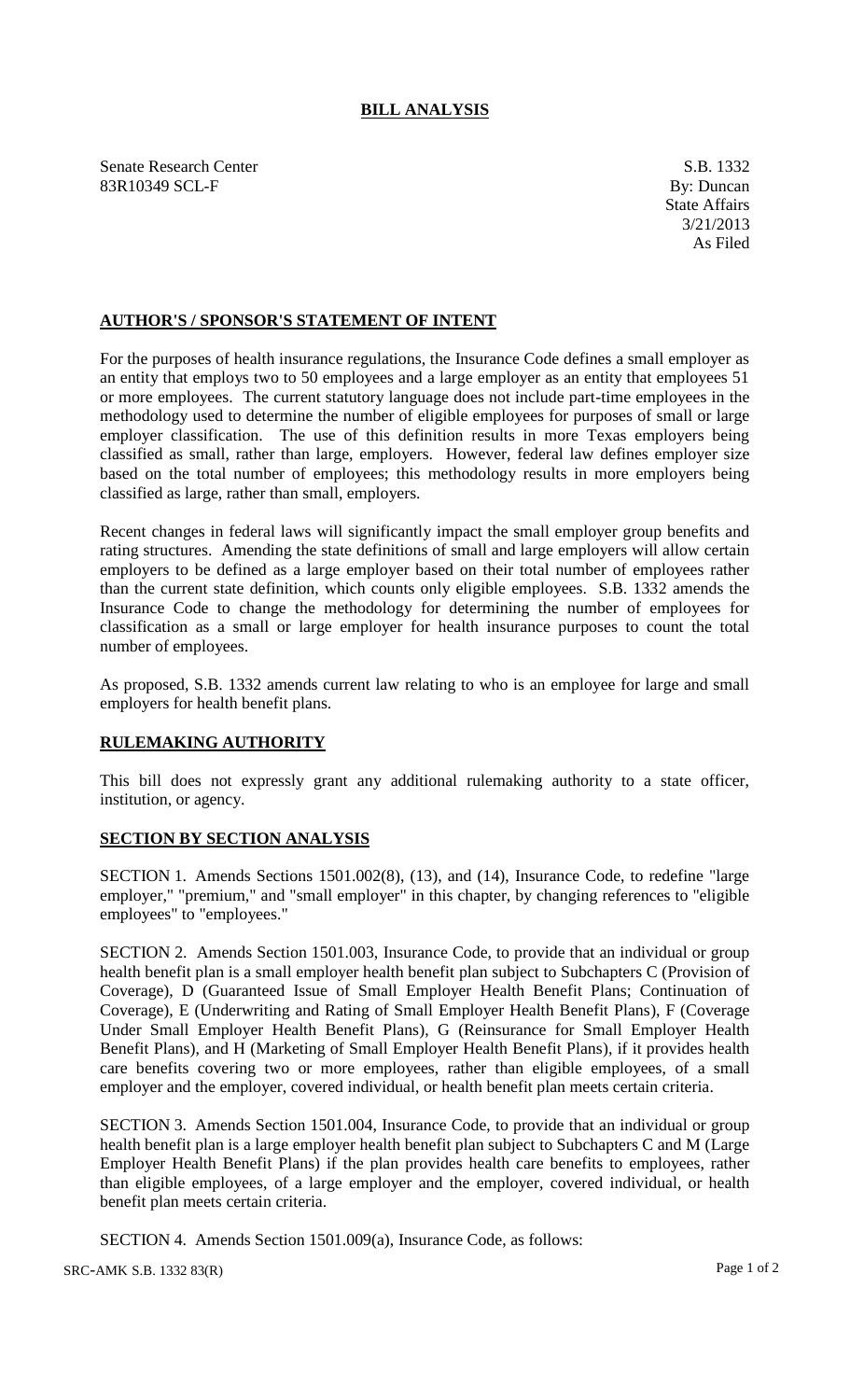# BILL ANALYSIS

Senate Research Center
83R10349 SCL-F

S.B. 1332
By: Duncan
State Affairs
3/21/2013
As Filed

## AUTHOR'S / SPONSOR'S STATEMENT OF INTENT

For the purposes of health insurance regulations, the Insurance Code defines a small employer as an entity that employs two to 50 employees and a large employer as an entity that employees 51 or more employees. The current statutory language does not include part-time employees in the methodology used to determine the number of eligible employees for purposes of small or large employer classification. The use of this definition results in more Texas employers being classified as small, rather than large, employers. However, federal law defines employer size based on the total number of employees; this methodology results in more employers being classified as large, rather than small, employers.

Recent changes in federal laws will significantly impact the small employer group benefits and rating structures. Amending the state definitions of small and large employers will allow certain employers to be defined as a large employer based on their total number of employees rather than the current state definition, which counts only eligible employees. S.B. 1332 amends the Insurance Code to change the methodology for determining the number of employees for classification as a small or large employer for health insurance purposes to count the total number of employees.

As proposed, S.B. 1332 amends current law relating to who is an employee for large and small employers for health benefit plans.

## RULEMAKING AUTHORITY

This bill does not expressly grant any additional rulemaking authority to a state officer, institution, or agency.

## SECTION BY SECTION ANALYSIS

SECTION 1. Amends Sections 1501.002(8), (13), and (14), Insurance Code, to redefine "large employer," "premium," and "small employer" in this chapter, by changing references to "eligible employees" to "employees."

SECTION 2. Amends Section 1501.003, Insurance Code, to provide that an individual or group health benefit plan is a small employer health benefit plan subject to Subchapters C (Provision of Coverage), D (Guaranteed Issue of Small Employer Health Benefit Plans; Continuation of Coverage), E (Underwriting and Rating of Small Employer Health Benefit Plans), F (Coverage Under Small Employer Health Benefit Plans), G (Reinsurance for Small Employer Health Benefit Plans), and H (Marketing of Small Employer Health Benefit Plans), if it provides health care benefits covering two or more employees, rather than eligible employees, of a small employer and the employer, covered individual, or health benefit plan meets certain criteria.

SECTION 3. Amends Section 1501.004, Insurance Code, to provide that an individual or group health benefit plan is a large employer health benefit plan subject to Subchapters C and M (Large Employer Health Benefit Plans) if the plan provides health care benefits to employees, rather than eligible employees, of a large employer and the employer, covered individual, or health benefit plan meets certain criteria.

SECTION 4. Amends Section 1501.009(a), Insurance Code, as follows: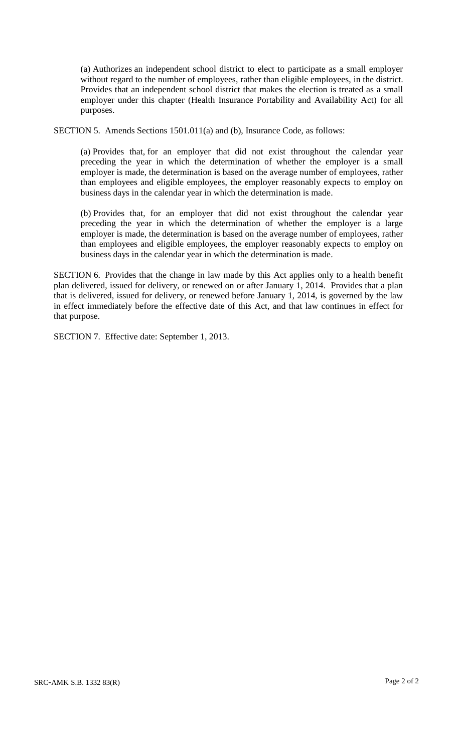(a) Authorizes an independent school district to elect to participate as a small employer without regard to the number of employees, rather than eligible employees, in the district. Provides that an independent school district that makes the election is treated as a small employer under this chapter (Health Insurance Portability and Availability Act) for all purposes.

SECTION 5. Amends Sections 1501.011(a) and (b), Insurance Code, as follows:

(a) Provides that, for an employer that did not exist throughout the calendar year preceding the year in which the determination of whether the employer is a small employer is made, the determination is based on the average number of employees, rather than employees and eligible employees, the employer reasonably expects to employ on business days in the calendar year in which the determination is made.

(b) Provides that, for an employer that did not exist throughout the calendar year preceding the year in which the determination of whether the employer is a large employer is made, the determination is based on the average number of employees, rather than employees and eligible employees, the employer reasonably expects to employ on business days in the calendar year in which the determination is made.

SECTION 6. Provides that the change in law made by this Act applies only to a health benefit plan delivered, issued for delivery, or renewed on or after January 1, 2014. Provides that a plan that is delivered, issued for delivery, or renewed before January 1, 2014, is governed by the law in effect immediately before the effective date of this Act, and that law continues in effect for that purpose.

SECTION 7. Effective date: September 1, 2013.

SRC-AMK S.B. 1332 83(R)